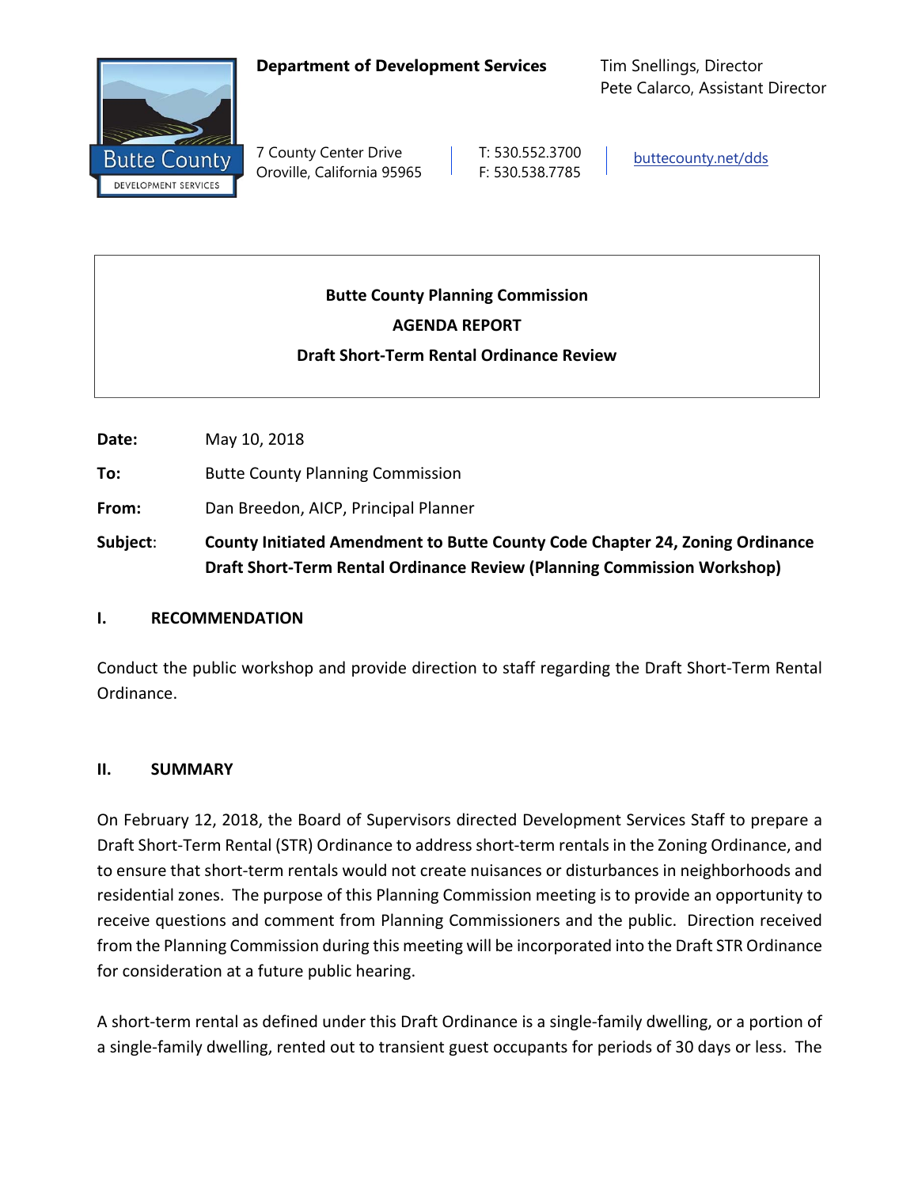**Department of Development Services**

Tim Snellings, Director
Pete Calarco, Assistant Director

7 County Center Drive
Oroville, California 95965

T: 530.552.3700
F: 530.538.7785

buttecounty.net/dds

**Butte County Planning Commission**

**AGENDA REPORT**

**Draft Short-Term Rental Ordinance Review**

**Date:** May 10, 2018

**To:** Butte County Planning Commission

**From:** Dan Breedon, AICP, Principal Planner

**Subject:** **County Initiated Amendment to Butte County Code Chapter 24, Zoning Ordinance Draft Short-Term Rental Ordinance Review (Planning Commission Workshop)**

## I. RECOMMENDATION

Conduct the public workshop and provide direction to staff regarding the Draft Short-Term Rental Ordinance.

## II. SUMMARY

On February 12, 2018, the Board of Supervisors directed Development Services Staff to prepare a Draft Short-Term Rental (STR) Ordinance to address short-term rentals in the Zoning Ordinance, and to ensure that short-term rentals would not create nuisances or disturbances in neighborhoods and residential zones. The purpose of this Planning Commission meeting is to provide an opportunity to receive questions and comment from Planning Commissioners and the public. Direction received from the Planning Commission during this meeting will be incorporated into the Draft STR Ordinance for consideration at a future public hearing.

A short-term rental as defined under this Draft Ordinance is a single-family dwelling, or a portion of a single-family dwelling, rented out to transient guest occupants for periods of 30 days or less. The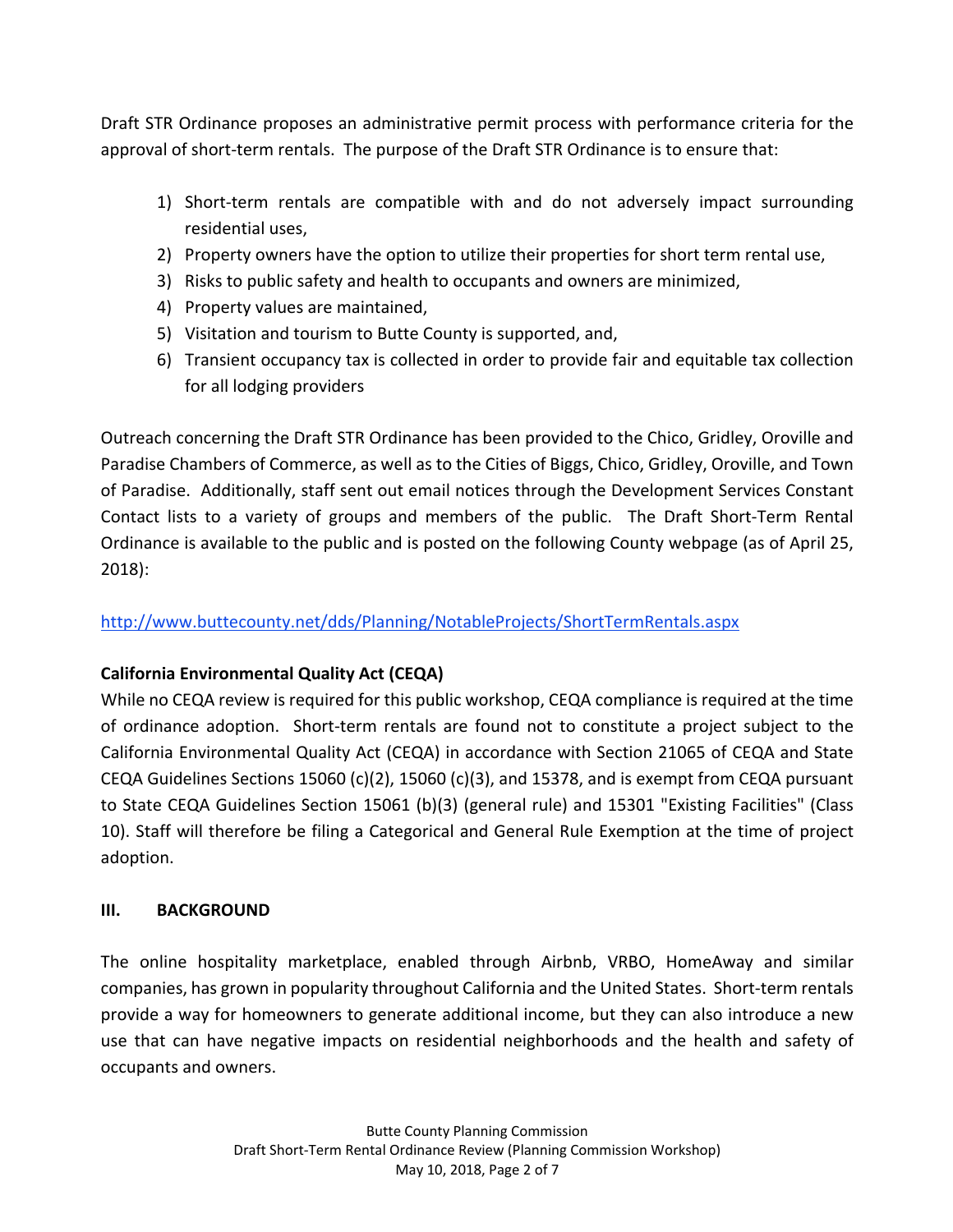Draft STR Ordinance proposes an administrative permit process with performance criteria for the approval of short-term rentals. The purpose of the Draft STR Ordinance is to ensure that:

1) Short-term rentals are compatible with and do not adversely impact surrounding residential uses,
2) Property owners have the option to utilize their properties for short term rental use,
3) Risks to public safety and health to occupants and owners are minimized,
4) Property values are maintained,
5) Visitation and tourism to Butte County is supported, and,
6) Transient occupancy tax is collected in order to provide fair and equitable tax collection for all lodging providers

Outreach concerning the Draft STR Ordinance has been provided to the Chico, Gridley, Oroville and Paradise Chambers of Commerce, as well as to the Cities of Biggs, Chico, Gridley, Oroville, and Town of Paradise. Additionally, staff sent out email notices through the Development Services Constant Contact lists to a variety of groups and members of the public. The Draft Short-Term Rental Ordinance is available to the public and is posted on the following County webpage (as of April 25, 2018):

http://www.buttecounty.net/dds/Planning/NotableProjects/ShortTermRentals.aspx

**California Environmental Quality Act (CEQA)**

While no CEQA review is required for this public workshop, CEQA compliance is required at the time of ordinance adoption. Short-term rentals are found not to constitute a project subject to the California Environmental Quality Act (CEQA) in accordance with Section 21065 of CEQA and State CEQA Guidelines Sections 15060 (c)(2), 15060 (c)(3), and 15378, and is exempt from CEQA pursuant to State CEQA Guidelines Section 15061 (b)(3) (general rule) and 15301 "Existing Facilities" (Class 10). Staff will therefore be filing a Categorical and General Rule Exemption at the time of project adoption.

## III. BACKGROUND

The online hospitality marketplace, enabled through Airbnb, VRBO, HomeAway and similar companies, has grown in popularity throughout California and the United States. Short-term rentals provide a way for homeowners to generate additional income, but they can also introduce a new use that can have negative impacts on residential neighborhoods and the health and safety of occupants and owners.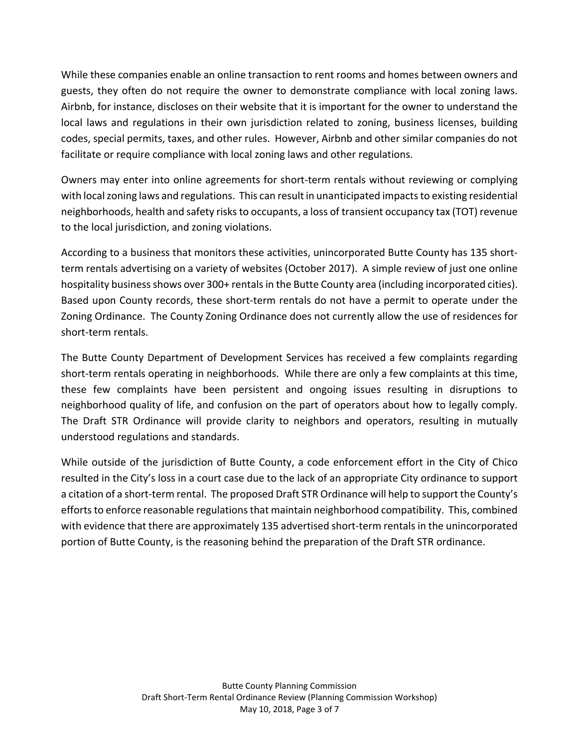While these companies enable an online transaction to rent rooms and homes between owners and guests, they often do not require the owner to demonstrate compliance with local zoning laws. Airbnb, for instance, discloses on their website that it is important for the owner to understand the local laws and regulations in their own jurisdiction related to zoning, business licenses, building codes, special permits, taxes, and other rules. However, Airbnb and other similar companies do not facilitate or require compliance with local zoning laws and other regulations.

Owners may enter into online agreements for short-term rentals without reviewing or complying with local zoning laws and regulations. This can result in unanticipated impacts to existing residential neighborhoods, health and safety risks to occupants, a loss of transient occupancy tax (TOT) revenue to the local jurisdiction, and zoning violations.

According to a business that monitors these activities, unincorporated Butte County has 135 short-term rentals advertising on a variety of websites (October 2017). A simple review of just one online hospitality business shows over 300+ rentals in the Butte County area (including incorporated cities). Based upon County records, these short-term rentals do not have a permit to operate under the Zoning Ordinance. The County Zoning Ordinance does not currently allow the use of residences for short-term rentals.

The Butte County Department of Development Services has received a few complaints regarding short-term rentals operating in neighborhoods. While there are only a few complaints at this time, these few complaints have been persistent and ongoing issues resulting in disruptions to neighborhood quality of life, and confusion on the part of operators about how to legally comply. The Draft STR Ordinance will provide clarity to neighbors and operators, resulting in mutually understood regulations and standards.

While outside of the jurisdiction of Butte County, a code enforcement effort in the City of Chico resulted in the City's loss in a court case due to the lack of an appropriate City ordinance to support a citation of a short-term rental. The proposed Draft STR Ordinance will help to support the County's efforts to enforce reasonable regulations that maintain neighborhood compatibility. This, combined with evidence that there are approximately 135 advertised short-term rentals in the unincorporated portion of Butte County, is the reasoning behind the preparation of the Draft STR ordinance.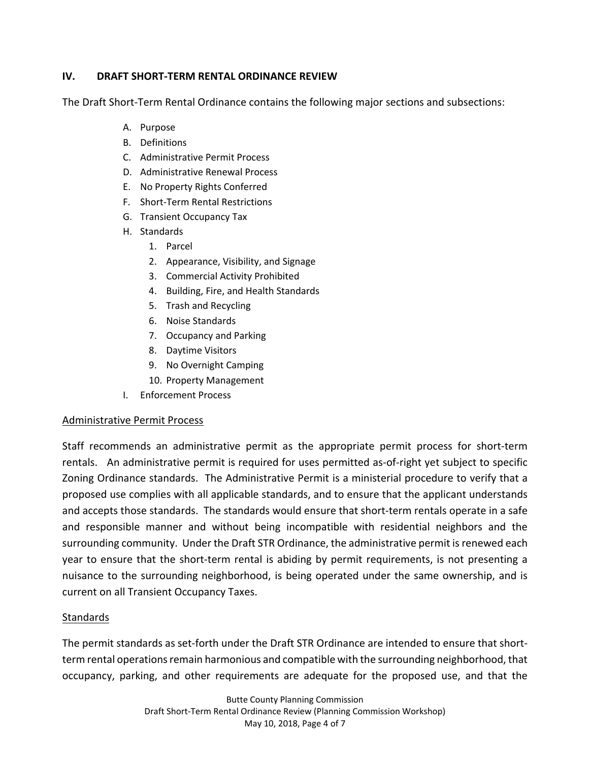## IV. DRAFT SHORT-TERM RENTAL ORDINANCE REVIEW

The Draft Short-Term Rental Ordinance contains the following major sections and subsections:

A. Purpose
B. Definitions
C. Administrative Permit Process
D. Administrative Renewal Process
E. No Property Rights Conferred
F. Short-Term Rental Restrictions
G. Transient Occupancy Tax
H. Standards
   1. Parcel
   2. Appearance, Visibility, and Signage
   3. Commercial Activity Prohibited
   4. Building, Fire, and Health Standards
   5. Trash and Recycling
   6. Noise Standards
   7. Occupancy and Parking
   8. Daytime Visitors
   9. No Overnight Camping
   10. Property Management
I. Enforcement Process

### Administrative Permit Process

Staff recommends an administrative permit as the appropriate permit process for short-term rentals. An administrative permit is required for uses permitted as-of-right yet subject to specific Zoning Ordinance standards. The Administrative Permit is a ministerial procedure to verify that a proposed use complies with all applicable standards, and to ensure that the applicant understands and accepts those standards. The standards would ensure that short-term rentals operate in a safe and responsible manner and without being incompatible with residential neighbors and the surrounding community. Under the Draft STR Ordinance, the administrative permit is renewed each year to ensure that the short-term rental is abiding by permit requirements, is not presenting a nuisance to the surrounding neighborhood, is being operated under the same ownership, and is current on all Transient Occupancy Taxes.

### Standards

The permit standards as set-forth under the Draft STR Ordinance are intended to ensure that short-term rental operations remain harmonious and compatible with the surrounding neighborhood, that occupancy, parking, and other requirements are adequate for the proposed use, and that the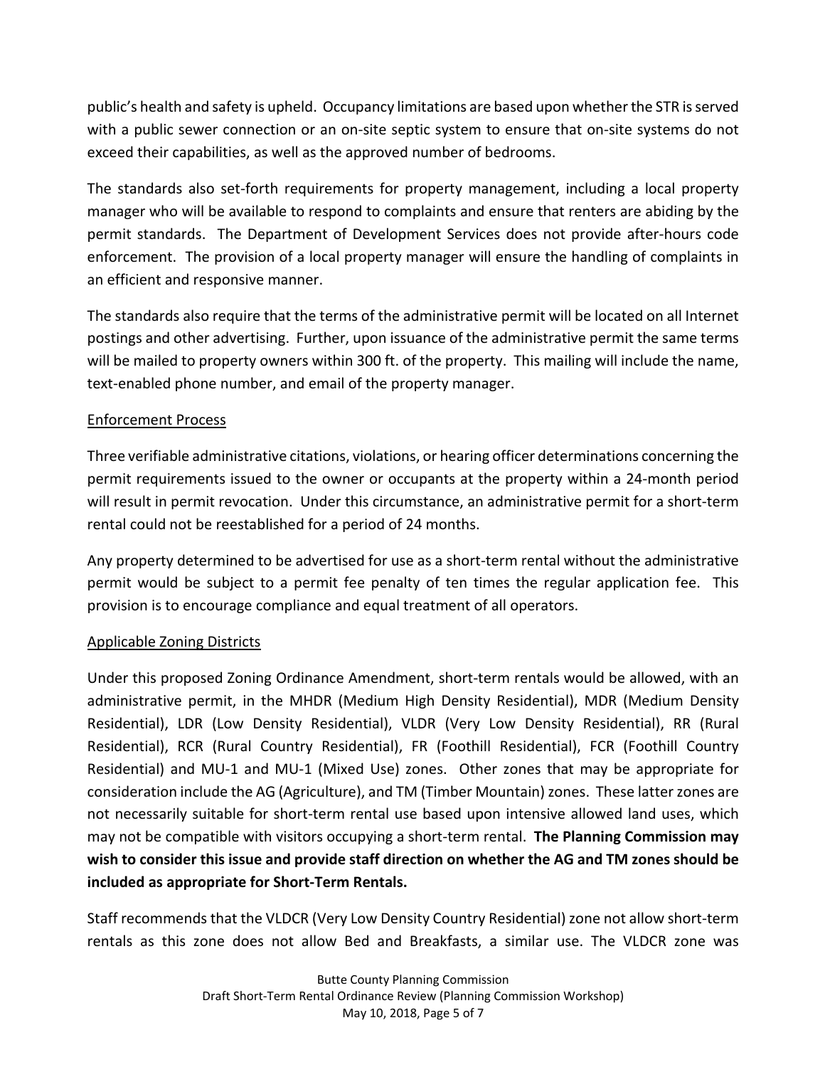public's health and safety is upheld. Occupancy limitations are based upon whether the STR is served with a public sewer connection or an on-site septic system to ensure that on-site systems do not exceed their capabilities, as well as the approved number of bedrooms.

The standards also set-forth requirements for property management, including a local property manager who will be available to respond to complaints and ensure that renters are abiding by the permit standards. The Department of Development Services does not provide after-hours code enforcement. The provision of a local property manager will ensure the handling of complaints in an efficient and responsive manner.

The standards also require that the terms of the administrative permit will be located on all Internet postings and other advertising. Further, upon issuance of the administrative permit the same terms will be mailed to property owners within 300 ft. of the property. This mailing will include the name, text-enabled phone number, and email of the property manager.

Enforcement Process

Three verifiable administrative citations, violations, or hearing officer determinations concerning the permit requirements issued to the owner or occupants at the property within a 24-month period will result in permit revocation. Under this circumstance, an administrative permit for a short-term rental could not be reestablished for a period of 24 months.

Any property determined to be advertised for use as a short-term rental without the administrative permit would be subject to a permit fee penalty of ten times the regular application fee. This provision is to encourage compliance and equal treatment of all operators.

Applicable Zoning Districts

Under this proposed Zoning Ordinance Amendment, short-term rentals would be allowed, with an administrative permit, in the MHDR (Medium High Density Residential), MDR (Medium Density Residential), LDR (Low Density Residential), VLDR (Very Low Density Residential), RR (Rural Residential), RCR (Rural Country Residential), FR (Foothill Residential), FCR (Foothill Country Residential) and MU-1 and MU-1 (Mixed Use) zones. Other zones that may be appropriate for consideration include the AG (Agriculture), and TM (Timber Mountain) zones. These latter zones are not necessarily suitable for short-term rental use based upon intensive allowed land uses, which may not be compatible with visitors occupying a short-term rental. **The Planning Commission may wish to consider this issue and provide staff direction on whether the AG and TM zones should be included as appropriate for Short-Term Rentals.**

Staff recommends that the VLDCR (Very Low Density Country Residential) zone not allow short-term rentals as this zone does not allow Bed and Breakfasts, a similar use. The VLDCR zone was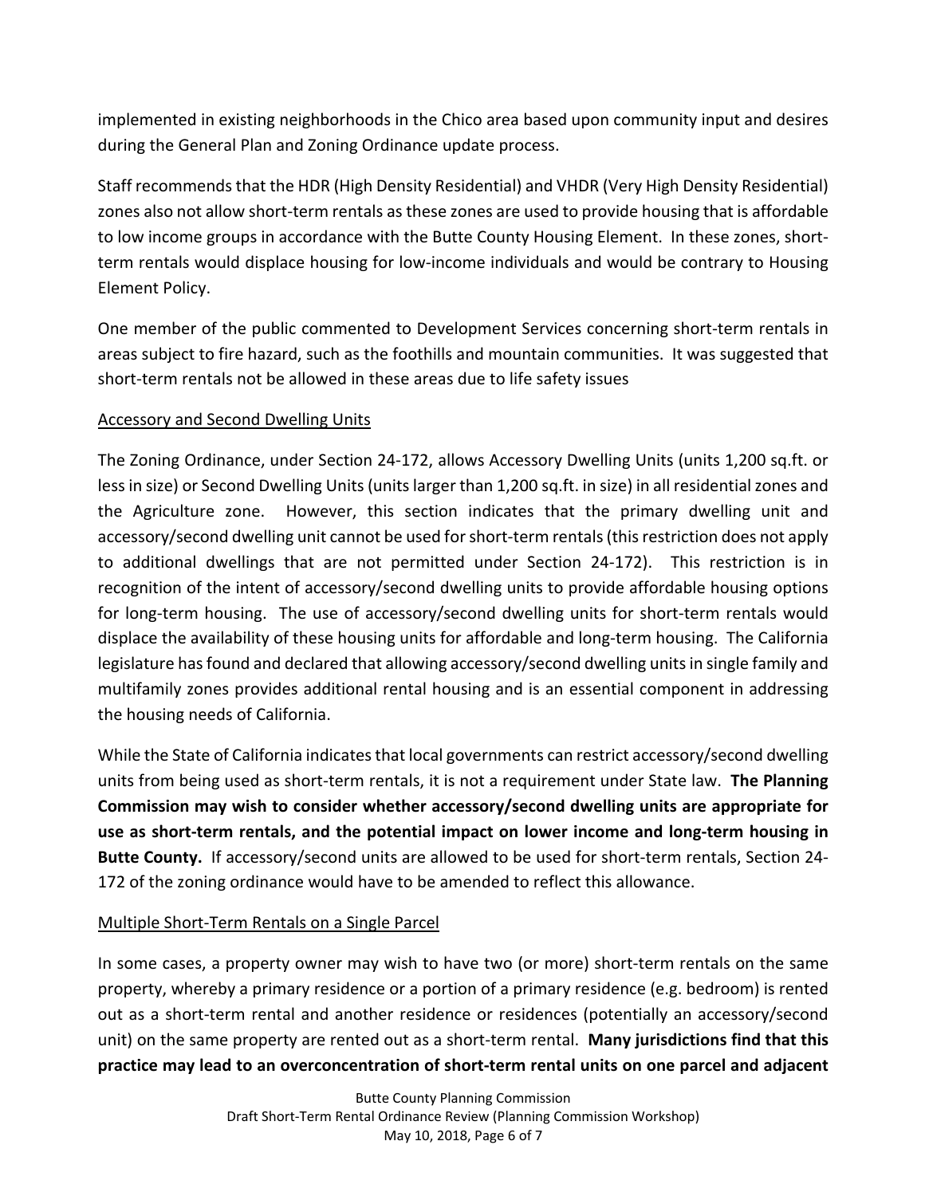implemented in existing neighborhoods in the Chico area based upon community input and desires during the General Plan and Zoning Ordinance update process.

Staff recommends that the HDR (High Density Residential) and VHDR (Very High Density Residential) zones also not allow short-term rentals as these zones are used to provide housing that is affordable to low income groups in accordance with the Butte County Housing Element. In these zones, short-term rentals would displace housing for low-income individuals and would be contrary to Housing Element Policy.

One member of the public commented to Development Services concerning short-term rentals in areas subject to fire hazard, such as the foothills and mountain communities. It was suggested that short-term rentals not be allowed in these areas due to life safety issues

## Accessory and Second Dwelling Units

The Zoning Ordinance, under Section 24-172, allows Accessory Dwelling Units (units 1,200 sq.ft. or less in size) or Second Dwelling Units (units larger than 1,200 sq.ft. in size) in all residential zones and the Agriculture zone. However, this section indicates that the primary dwelling unit and accessory/second dwelling unit cannot be used for short-term rentals (this restriction does not apply to additional dwellings that are not permitted under Section 24-172). This restriction is in recognition of the intent of accessory/second dwelling units to provide affordable housing options for long-term housing. The use of accessory/second dwelling units for short-term rentals would displace the availability of these housing units for affordable and long-term housing. The California legislature has found and declared that allowing accessory/second dwelling units in single family and multifamily zones provides additional rental housing and is an essential component in addressing the housing needs of California.

While the State of California indicates that local governments can restrict accessory/second dwelling units from being used as short-term rentals, it is not a requirement under State law. **The Planning Commission may wish to consider whether accessory/second dwelling units are appropriate for use as short-term rentals, and the potential impact on lower income and long-term housing in Butte County.** If accessory/second units are allowed to be used for short-term rentals, Section 24-172 of the zoning ordinance would have to be amended to reflect this allowance.

## Multiple Short-Term Rentals on a Single Parcel

In some cases, a property owner may wish to have two (or more) short-term rentals on the same property, whereby a primary residence or a portion of a primary residence (e.g. bedroom) is rented out as a short-term rental and another residence or residences (potentially an accessory/second unit) on the same property are rented out as a short-term rental. **Many jurisdictions find that this practice may lead to an overconcentration of short-term rental units on one parcel and adjacent**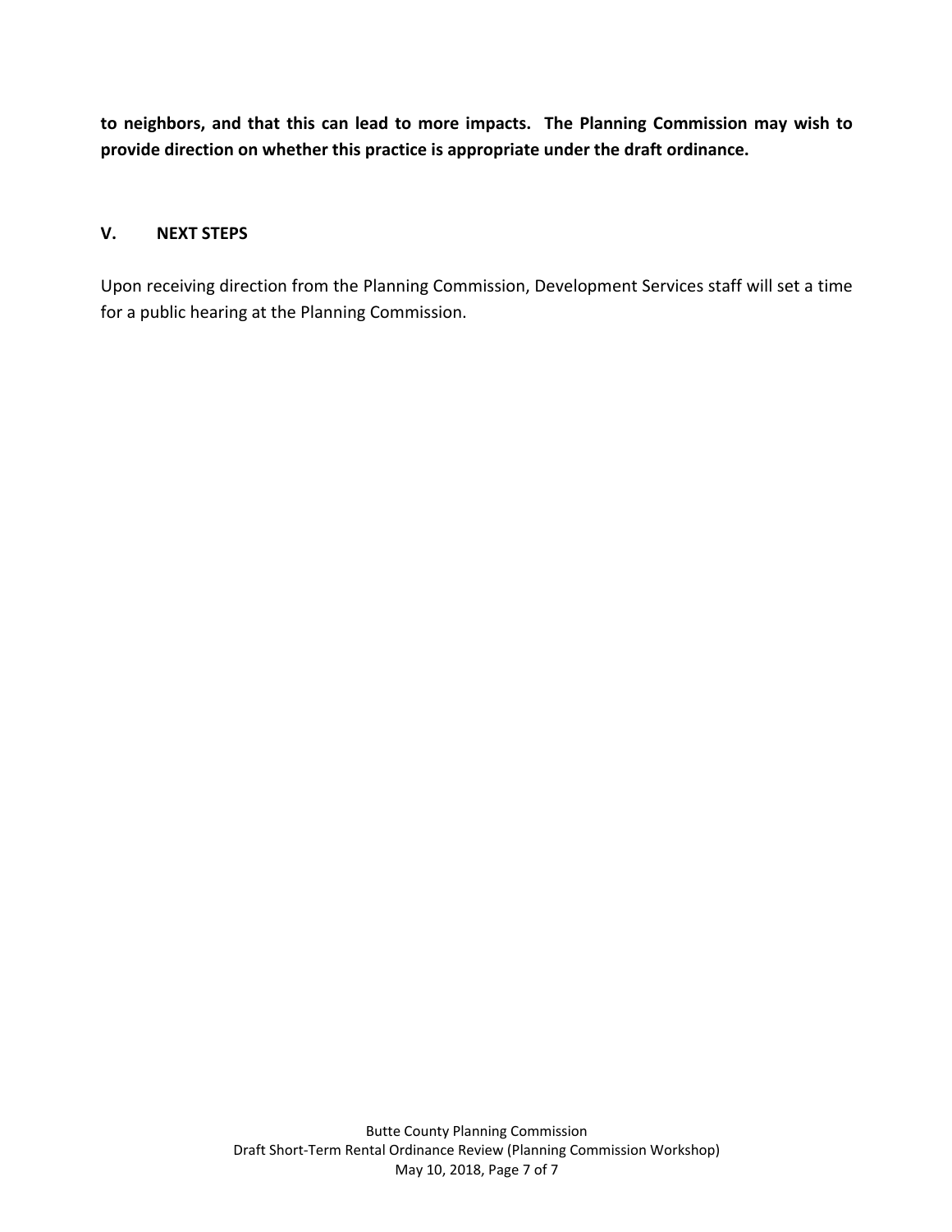**to neighbors, and that this can lead to more impacts. The Planning Commission may wish to provide direction on whether this practice is appropriate under the draft ordinance.**

## V. NEXT STEPS

Upon receiving direction from the Planning Commission, Development Services staff will set a time for a public hearing at the Planning Commission.